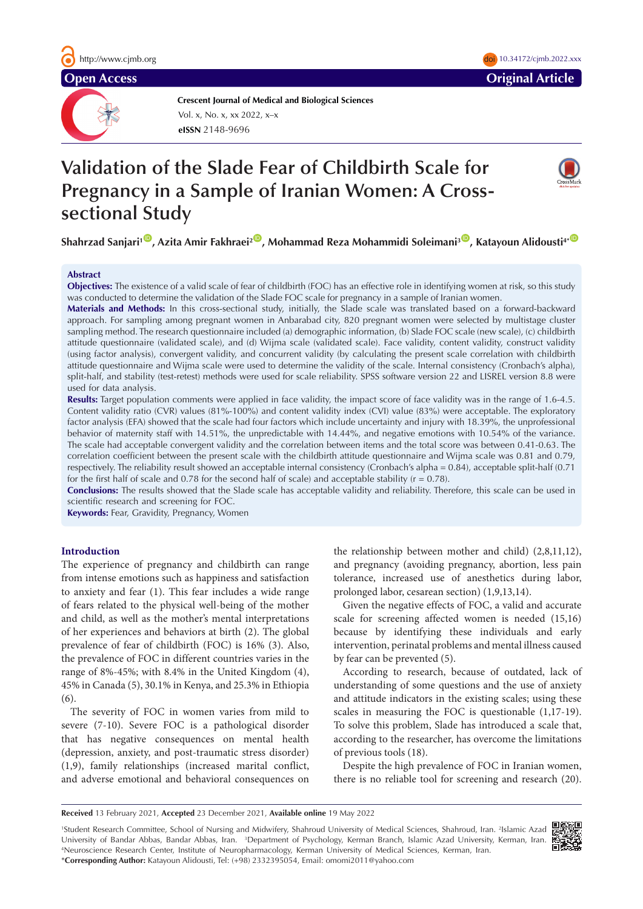# Validation of the Slade Fear of Childbirth Scale for Pregnancy in a Sample of Iranian Women: A Cross-sectional Study

**Shahrzad Sanjari[1], Azita Amir Fakhraei[2], Mohammad Reza Mohammidi Soleimani[3], Katayoun Alidousti[4*]**

## Abstract

**Objectives:** The existence of a valid scale of fear of childbirth (FOC) has an effective role in identifying women at risk, so this study was conducted to determine the validation of the Slade FOC scale for pregnancy in a sample of Iranian women.

**Materials and Methods:** In this cross-sectional study, initially, the Slade scale was translated based on a forward-backward approach. For sampling among pregnant women in Anbarabad city, 820 pregnant women were selected by multistage cluster sampling method. The research questionnaire included (a) demographic information, (b) Slade FOC scale (new scale), (c) childbirth attitude questionnaire (validated scale), and (d) Wijma scale (validated scale). Face validity, content validity, construct validity (using factor analysis), convergent validity, and concurrent validity (by calculating the present scale correlation with childbirth attitude questionnaire and Wijma scale were used to determine the validity of the scale. Internal consistency (Cronbach's alpha), split-half, and stability (test-retest) methods were used for scale reliability. SPSS software version 22 and LISREL version 8.8 were used for data analysis.

**Results:** Target population comments were applied in face validity, the impact score of face validity was in the range of 1.6-4.5. Content validity ratio (CVR) values (81%-100%) and content validity index (CVI) value (83%) were acceptable. The exploratory factor analysis (EFA) showed that the scale had four factors which include uncertainty and injury with 18.39%, the unprofessional behavior of maternity staff with 14.51%, the unpredictable with 14.44%, and negative emotions with 10.54% of the variance. The scale had acceptable convergent validity and the correlation between items and the total score was between 0.41-0.63. The correlation coefficient between the present scale with the childbirth attitude questionnaire and Wijma scale was 0.81 and 0.79, respectively. The reliability result showed an acceptable internal consistency (Cronbach's alpha = 0.84), acceptable split-half (0.71 for the first half of scale and 0.78 for the second half of scale) and acceptable stability (r = 0.78).

**Conclusions:** The results showed that the Slade scale has acceptable validity and reliability. Therefore, this scale can be used in scientific research and screening for FOC.

**Keywords:** Fear, Gravidity, Pregnancy, Women

## Introduction

The experience of pregnancy and childbirth can range from intense emotions such as happiness and satisfaction to anxiety and fear (1). This fear includes a wide range of fears related to the physical well-being of the mother and child, as well as the mother's mental interpretations of her experiences and behaviors at birth (2). The global prevalence of fear of childbirth (FOC) is 16% (3). Also, the prevalence of FOC in different countries varies in the range of 8%-45%; with 8.4% in the United Kingdom (4), 45% in Canada (5), 30.1% in Kenya, and 25.3% in Ethiopia (6).

The severity of FOC in women varies from mild to severe (7-10). Severe FOC is a pathological disorder that has negative consequences on mental health (depression, anxiety, and post-traumatic stress disorder) (1,9), family relationships (increased marital conflict, and adverse emotional and behavioral consequences on the relationship between mother and child) (2,8,11,12), and pregnancy (avoiding pregnancy, abortion, less pain tolerance, increased use of anesthetics during labor, prolonged labor, cesarean section) (1,9,13,14).

Given the negative effects of FOC, a valid and accurate scale for screening affected women is needed (15,16) because by identifying these individuals and early intervention, perinatal problems and mental illness caused by fear can be prevented (5).

According to research, because of outdated, lack of understanding of some questions and the use of anxiety and attitude indicators in the existing scales; using these scales in measuring the FOC is questionable (1,17-19). To solve this problem, Slade has introduced a scale that, according to the researcher, has overcome the limitations of previous tools (18).

Despite the high prevalence of FOC in Iranian women, there is no reliable tool for screening and research (20).

**Received** 13 February 2021, **Accepted** 23 December 2021, **Available online** 19 May 2022

[1]Student Research Committee, School of Nursing and Midwifery, Shahroud University of Medical Sciences, Shahroud, Iran. [2]Islamic Azad University of Bandar Abbas, Bandar Abbas, Iran. [3]Department of Psychology, Kerman Branch, Islamic Azad University, Kerman, Iran. [4]Neuroscience Research Center, Institute of Neuropharmacology, Kerman University of Medical Sciences, Kerman, Iran.

*__Corresponding Author:__ Katayoun Alidousti, Tel: (+98) 2332395054, Email: omomi2011@yahoo.com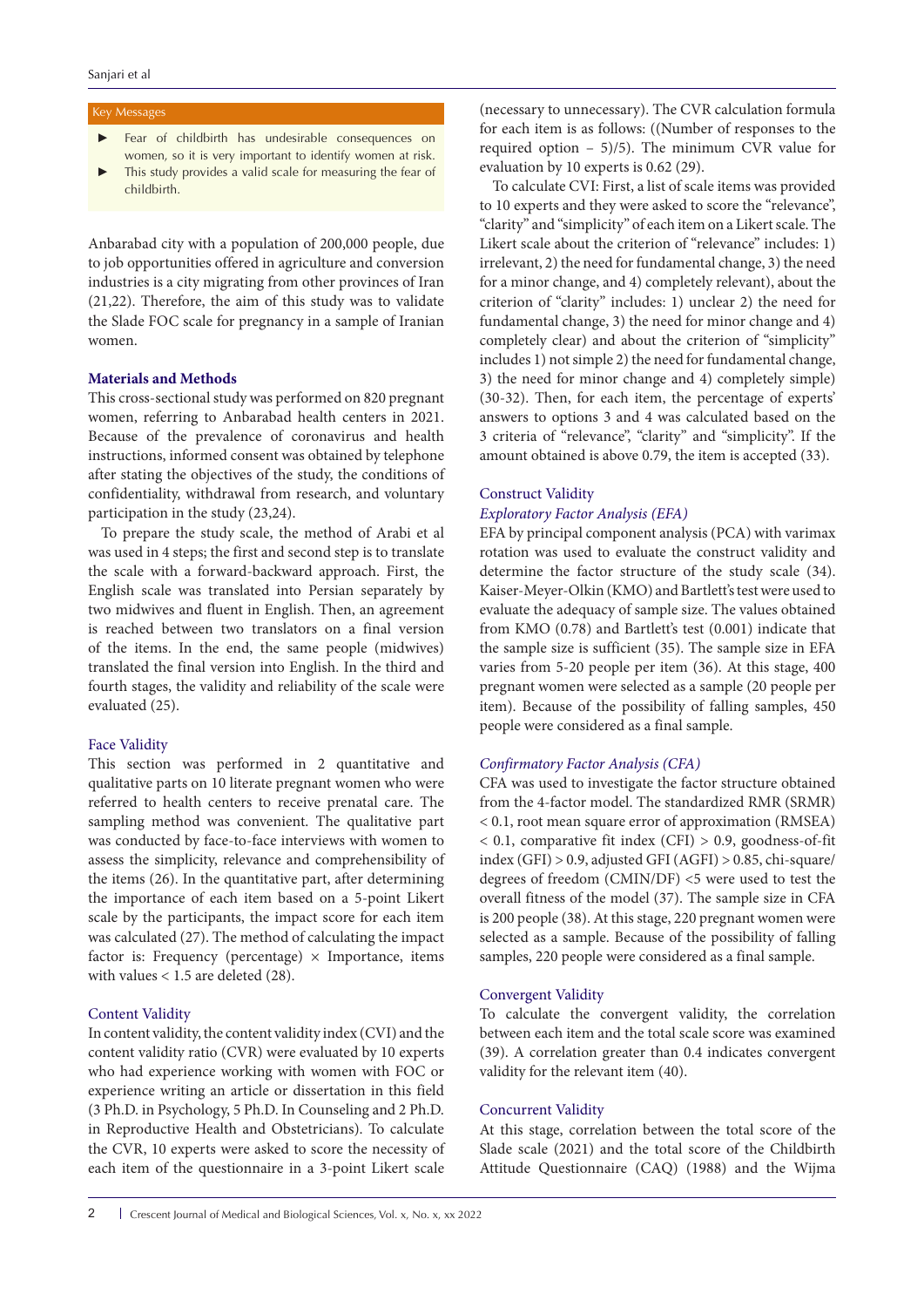> **Key Messages**
>
> - Fear of childbirth has undesirable consequences on women, so it is very important to identify women at risk.
> - This study provides a valid scale for measuring the fear of childbirth.

Anbarabad city with a population of 200,000 people, due to job opportunities offered in agriculture and conversion industries is a city migrating from other provinces of Iran (21,22). Therefore, the aim of this study was to validate the Slade FOC scale for pregnancy in a sample of Iranian women.

## Materials and Methods

This cross-sectional study was performed on 820 pregnant women, referring to Anbarabad health centers in 2021. Because of the prevalence of coronavirus and health instructions, informed consent was obtained by telephone after stating the objectives of the study, the conditions of confidentiality, withdrawal from research, and voluntary participation in the study (23,24).

To prepare the study scale, the method of Arabi et al was used in 4 steps; the first and second step is to translate the scale with a forward-backward approach. First, the English scale was translated into Persian separately by two midwives and fluent in English. Then, an agreement is reached between two translators on a final version of the items. In the end, the same people (midwives) translated the final version into English. In the third and fourth stages, the validity and reliability of the scale were evaluated (25).

### Face Validity

This section was performed in 2 quantitative and qualitative parts on 10 literate pregnant women who were referred to health centers to receive prenatal care. The sampling method was convenient. The qualitative part was conducted by face-to-face interviews with women to assess the simplicity, relevance and comprehensibility of the items (26). In the quantitative part, after determining the importance of each item based on a 5-point Likert scale by the participants, the impact score for each item was calculated (27). The method of calculating the impact factor is: Frequency (percentage) × Importance, items with values < 1.5 are deleted (28).

### Content Validity

In content validity, the content validity index (CVI) and the content validity ratio (CVR) were evaluated by 10 experts who had experience working with women with FOC or experience writing an article or dissertation in this field (3 Ph.D. in Psychology, 5 Ph.D. In Counseling and 2 Ph.D. in Reproductive Health and Obstetricians). To calculate the CVR, 10 experts were asked to score the necessity of each item of the questionnaire in a 3-point Likert scale (necessary to unnecessary). The CVR calculation formula for each item is as follows: ((Number of responses to the required option – 5)/5). The minimum CVR value for evaluation by 10 experts is 0.62 (29).

To calculate CVI: First, a list of scale items was provided to 10 experts and they were asked to score the "relevance", "clarity" and "simplicity" of each item on a Likert scale. The Likert scale about the criterion of "relevance" includes: 1) irrelevant, 2) the need for fundamental change, 3) the need for a minor change, and 4) completely relevant), about the criterion of "clarity" includes: 1) unclear 2) the need for fundamental change, 3) the need for minor change and 4) completely clear) and about the criterion of "simplicity" includes 1) not simple 2) the need for fundamental change, 3) the need for minor change and 4) completely simple) (30-32). Then, for each item, the percentage of experts' answers to options 3 and 4 was calculated based on the 3 criteria of "relevance", "clarity" and "simplicity". If the amount obtained is above 0.79, the item is accepted (33).

### Construct Validity

#### *Exploratory Factor Analysis (EFA)*

EFA by principal component analysis (PCA) with varimax rotation was used to evaluate the construct validity and determine the factor structure of the study scale (34). Kaiser-Meyer-Olkin (KMO) and Bartlett's test were used to evaluate the adequacy of sample size. The values obtained from KMO (0.78) and Bartlett's test (0.001) indicate that the sample size is sufficient (35). The sample size in EFA varies from 5-20 people per item (36). At this stage, 400 pregnant women were selected as a sample (20 people per item). Because of the possibility of falling samples, 450 people were considered as a final sample.

#### *Confirmatory Factor Analysis (CFA)*

CFA was used to investigate the factor structure obtained from the 4-factor model. The standardized RMR (SRMR) < 0.1, root mean square error of approximation (RMSEA) < 0.1, comparative fit index (CFI) > 0.9, goodness-of-fit index (GFI) > 0.9, adjusted GFI (AGFI) > 0.85, chi-square/degrees of freedom (CMIN/DF) <5 were used to test the overall fitness of the model (37). The sample size in CFA is 200 people (38). At this stage, 220 pregnant women were selected as a sample. Because of the possibility of falling samples, 220 people were considered as a final sample.

### Convergent Validity

To calculate the convergent validity, the correlation between each item and the total scale score was examined (39). A correlation greater than 0.4 indicates convergent validity for the relevant item (40).

### Concurrent Validity

At this stage, correlation between the total score of the Slade scale (2021) and the total score of the Childbirth Attitude Questionnaire (CAQ) (1988) and the Wijma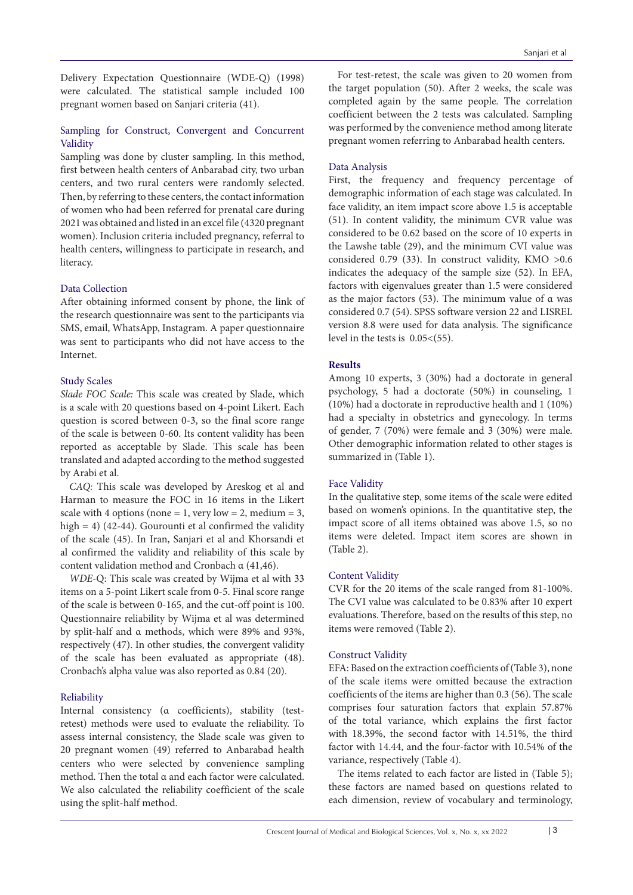Delivery Expectation Questionnaire (WDE-Q) (1998) were calculated. The statistical sample included 100 pregnant women based on Sanjari criteria (41).

### Sampling for Construct, Convergent and Concurrent Validity

Sampling was done by cluster sampling. In this method, first between health centers of Anbarabad city, two urban centers, and two rural centers were randomly selected. Then, by referring to these centers, the contact information of women who had been referred for prenatal care during 2021 was obtained and listed in an excel file (4320 pregnant women). Inclusion criteria included pregnancy, referral to health centers, willingness to participate in research, and literacy.

### Data Collection

After obtaining informed consent by phone, the link of the research questionnaire was sent to the participants via SMS, email, WhatsApp, Instagram. A paper questionnaire was sent to participants who did not have access to the Internet.

### Study Scales

*Slade FOC Scale:* This scale was created by Slade, which is a scale with 20 questions based on 4-point Likert. Each question is scored between 0-3, so the final score range of the scale is between 0-60. Its content validity has been reported as acceptable by Slade. This scale has been translated and adapted according to the method suggested by Arabi et al.

*CAQ:* This scale was developed by Areskog et al and Harman to measure the FOC in 16 items in the Likert scale with 4 options (none = 1, very low = 2, medium = 3, high = 4) (42-44). Gourounti et al confirmed the validity of the scale (45). In Iran, Sanjari et al and Khorsandi et al confirmed the validity and reliability of this scale by content validation method and Cronbach α (41,46).

*WDE-Q*: This scale was created by Wijma et al with 33 items on a 5-point Likert scale from 0-5. Final score range of the scale is between 0-165, and the cut-off point is 100. Questionnaire reliability by Wijma et al was determined by split-half and α methods, which were 89% and 93%, respectively (47). In other studies, the convergent validity of the scale has been evaluated as appropriate (48). Cronbach's alpha value was also reported as 0.84 (20).

### Reliability

Internal consistency (α coefficients), stability (test-retest) methods were used to evaluate the reliability. To assess internal consistency, the Slade scale was given to 20 pregnant women (49) referred to Anbarabad health centers who were selected by convenience sampling method. Then the total α and each factor were calculated. We also calculated the reliability coefficient of the scale using the split-half method.

For test-retest, the scale was given to 20 women from the target population (50). After 2 weeks, the scale was completed again by the same people. The correlation coefficient between the 2 tests was calculated. Sampling was performed by the convenience method among literate pregnant women referring to Anbarabad health centers.

### Data Analysis

First, the frequency and frequency percentage of demographic information of each stage was calculated. In face validity, an item impact score above 1.5 is acceptable (51). In content validity, the minimum CVR value was considered to be 0.62 based on the score of 10 experts in the Lawshe table (29), and the minimum CVI value was considered 0.79 (33). In construct validity, KMO >0.6 indicates the adequacy of the sample size (52). In EFA, factors with eigenvalues greater than 1.5 were considered as the major factors (53). The minimum value of α was considered 0.7 (54). SPSS software version 22 and LISREL version 8.8 were used for data analysis. The significance level in the tests is 0.05<(55).

## Results

Among 10 experts, 3 (30%) had a doctorate in general psychology, 5 had a doctorate (50%) in counseling, 1 (10%) had a doctorate in reproductive health and 1 (10%) had a specialty in obstetrics and gynecology. In terms of gender, 7 (70%) were female and 3 (30%) were male. Other demographic information related to other stages is summarized in (Table 1).

### Face Validity

In the qualitative step, some items of the scale were edited based on women's opinions. In the quantitative step, the impact score of all items obtained was above 1.5, so no items were deleted. Impact item scores are shown in (Table 2).

### Content Validity

CVR for the 20 items of the scale ranged from 81-100%. The CVI value was calculated to be 0.83% after 10 expert evaluations. Therefore, based on the results of this step, no items were removed (Table 2).

### Construct Validity

EFA: Based on the extraction coefficients of (Table 3), none of the scale items were omitted because the extraction coefficients of the items are higher than 0.3 (56). The scale comprises four saturation factors that explain 57.87% of the total variance, which explains the first factor with 18.39%, the second factor with 14.51%, the third factor with 14.44, and the four-factor with 10.54% of the variance, respectively (Table 4).

The items related to each factor are listed in (Table 5); these factors are named based on questions related to each dimension, review of vocabulary and terminology,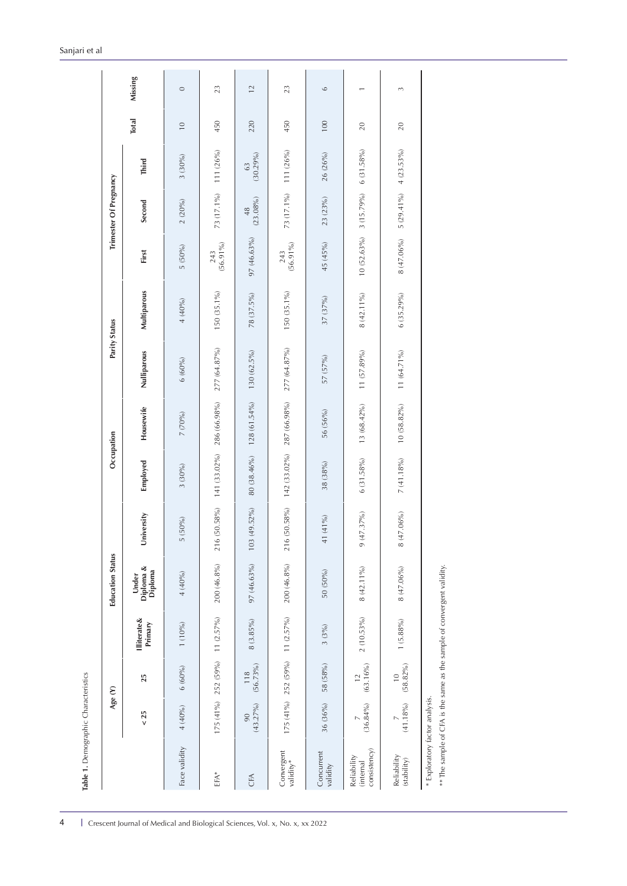**Table 1.** Demographic Characteristics

| | Age (Y) | | Education Status | | | Occupation | | Parity Status | | Trimester Of Pregnancy | | | Total | Missing |
|---|---|---|---|---|---|---|---|---|---|---|---|---|---|---|
| | < 25 | 25 | Illiterate & Primary | Under Diploma & Diploma | University | Employed | Housewife | Nulliparous | Multiparous | First | Second | Third | | |
| Face validity | 4 (40%) | 6 (60%) | 1 (10%) | 4 (40%) | 5 (50%) | 3 (30%) | 7 (70%) | 6 (60%) | 4 (40%) | 5 (50%) | 2 (20%) | 3 (30%) | 10 | 0 |
| EFA* | 175 (41%) | 252 (59%) | 11 (2.57%) | 200 (46.8%) | 216 (50.58%) | 141 (33.02%) | 286 (66.98%) | 277 (64.87%) | 150 (35.1%) | 243 (56.91%) | 73 (17.1%) | 111 (26%) | 450 | 23 |
| CFA | 90 (43.27%) | 118 (56.73%) | 8 (3.85%) | 97 (46.63%) | 103 (49.52%) | 80 (38.46%) | 128 (61.54%) | 130 (62.5%) | 78 (37.5%) | 97 (46.63%) | 48 (23.08%) | 63 (30.29%) | 220 | 12 |
| Convergent validity* | 175 (41%) | 252 (59%) | 11 (2.57%) | 200 (46.8%) | 216 (50.58%) | 142 (33.02%) | 287 (66.98%) | 277 (64.87%) | 150 (35.1%) | 243 (56.91%) | 73 (17.1%) | 111 (26%) | 450 | 23 |
| Concurrent validity | 36 (36%) | 58 (58%) | 3 (3%) | 50 (50%) | 41 (41%) | 38 (38%) | 56 (56%) | 57 (57%) | 37 (37%) | 45 (45%) | 23 (23%) | 26 (26%) | 100 | 6 |
| Reliability (internal consistency) | 7 (36.84%) | 12 (63.16%) | 2 (10.53%) | 8 (42.11%) | 9 (47.37%) | 6 (31.58%) | 13 (68.42%) | 11 (57.89%) | 8 (42.11%) | 10 (52.63%) | 3 (15.79%) | 6 (31.58%) | 20 | 1 |
| Reliability (stability) | 7 (41.18%) | 10 (58.82%) | 1 (5.88%) | 8 (47.06%) | 8 (47.06%) | 7 (41.18%) | 10 (58.82%) | 11 (64.71%) | 6 (35.29%) | 8 (47.06%) | 5 (29.41%) | 4 (23.53%) | 20 | 3 |

* Exploratory factor analysis.

** The sample of CFA is the same as the sample of convergent validity.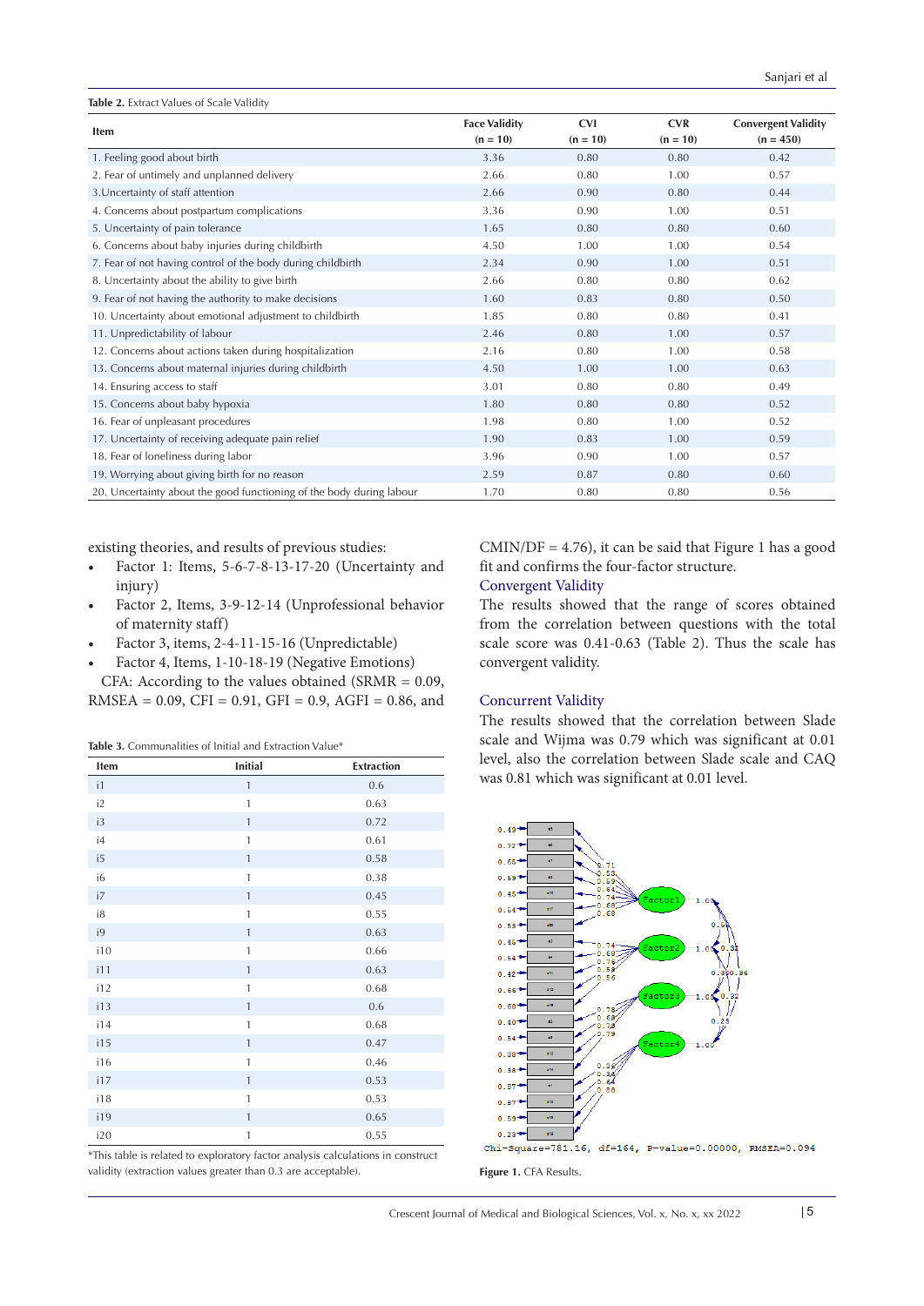**Table 2.** Extract Values of Scale Validity

| Item | Face Validity (n = 10) | CVI (n = 10) | CVR (n = 10) | Convergent Validity (n = 450) |
|---|---|---|---|---|
| 1. Feeling good about birth | 3.36 | 0.80 | 0.80 | 0.42 |
| 2. Fear of untimely and unplanned delivery | 2.66 | 0.80 | 1.00 | 0.57 |
| 3.Uncertainty of staff attention | 2.66 | 0.90 | 0.80 | 0.44 |
| 4. Concerns about postpartum complications | 3.36 | 0.90 | 1.00 | 0.51 |
| 5. Uncertainty of pain tolerance | 1.65 | 0.80 | 0.80 | 0.60 |
| 6. Concerns about baby injuries during childbirth | 4.50 | 1.00 | 1.00 | 0.54 |
| 7. Fear of not having control of the body during childbirth | 2.34 | 0.90 | 1.00 | 0.51 |
| 8. Uncertainty about the ability to give birth | 2.66 | 0.80 | 0.80 | 0.62 |
| 9. Fear of not having the authority to make decisions | 1.60 | 0.83 | 0.80 | 0.50 |
| 10. Uncertainty about emotional adjustment to childbirth | 1.85 | 0.80 | 0.80 | 0.41 |
| 11. Unpredictability of labour | 2.46 | 0.80 | 1.00 | 0.57 |
| 12. Concerns about actions taken during hospitalization | 2.16 | 0.80 | 1.00 | 0.58 |
| 13. Concerns about maternal injuries during childbirth | 4.50 | 1.00 | 1.00 | 0.63 |
| 14. Ensuring access to staff | 3.01 | 0.80 | 0.80 | 0.49 |
| 15. Concerns about baby hypoxia | 1.80 | 0.80 | 0.80 | 0.52 |
| 16. Fear of unpleasant procedures | 1.98 | 0.80 | 1.00 | 0.52 |
| 17. Uncertainty of receiving adequate pain relief | 1.90 | 0.83 | 1.00 | 0.59 |
| 18. Fear of loneliness during labor | 3.96 | 0.90 | 1.00 | 0.57 |
| 19. Worrying about giving birth for no reason | 2.59 | 0.87 | 0.80 | 0.60 |
| 20. Uncertainty about the good functioning of the body during labour | 1.70 | 0.80 | 0.80 | 0.56 |

existing theories, and results of previous studies:

- Factor 1: Items, 5-6-7-8-13-17-20 (Uncertainty and injury)
- Factor 2, Items, 3-9-12-14 (Unprofessional behavior of maternity staff)
- Factor 3, items, 2-4-11-15-16 (Unpredictable)
- Factor 4, Items, 1-10-18-19 (Negative Emotions)

CFA: According to the values obtained (SRMR = 0.09, RMSEA = 0.09, CFI = 0.91, GFI = 0.9, AGFI = 0.86, and CMIN/DF = 4.76), it can be said that Figure 1 has a good fit and confirms the four-factor structure.

**Table 3.** Communalities of Initial and Extraction Value*

| Item | Initial | Extraction |
|---|---|---|
| i1 | 1 | 0.6 |
| i2 | 1 | 0.63 |
| i3 | 1 | 0.72 |
| i4 | 1 | 0.61 |
| i5 | 1 | 0.58 |
| i6 | 1 | 0.38 |
| i7 | 1 | 0.45 |
| i8 | 1 | 0.55 |
| i9 | 1 | 0.63 |
| i10 | 1 | 0.66 |
| i11 | 1 | 0.63 |
| i12 | 1 | 0.68 |
| i13 | 1 | 0.6 |
| i14 | 1 | 0.68 |
| i15 | 1 | 0.47 |
| i16 | 1 | 0.46 |
| i17 | 1 | 0.53 |
| i18 | 1 | 0.53 |
| i19 | 1 | 0.65 |
| i20 | 1 | 0.55 |

*This table is related to exploratory factor analysis calculations in construct validity (extraction values greater than 0.3 are acceptable).

### Convergent Validity

The results showed that the range of scores obtained from the correlation between questions with the total scale score was 0.41-0.63 (Table 2). Thus the scale has convergent validity.

### Concurrent Validity

The results showed that the correlation between Slade scale and Wijma was 0.79 which was significant at 0.01 level, also the correlation between Slade scale and CAQ was 0.81 which was significant at 0.01 level.

Chi-Square=781.16, df=164, P-value=0.00000, RMSEA=0.094

**Figure 1.** CFA Results.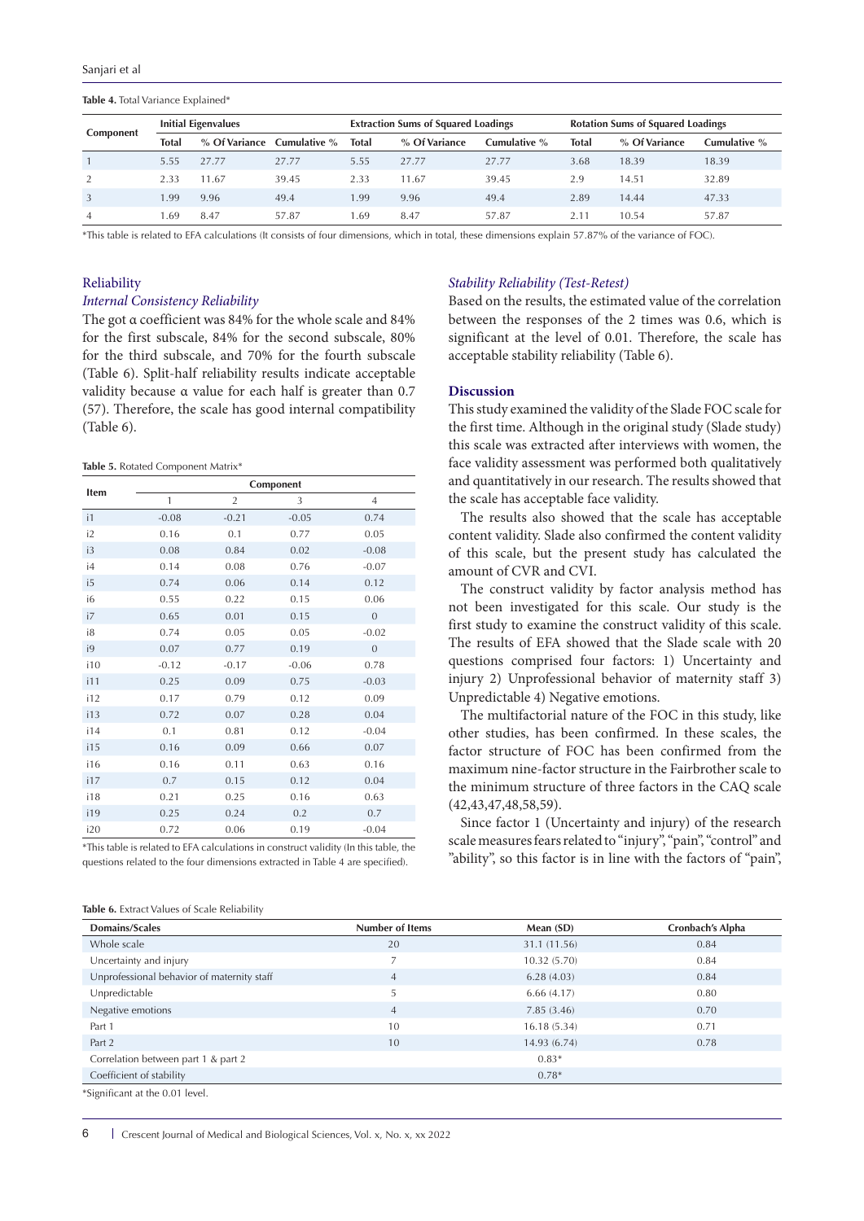**Table 4.** Total Variance Explained*

| Component | Initial Eigenvalues | | | Extraction Sums of Squared Loadings | | | Rotation Sums of Squared Loadings | | |
|---|---|---|---|---|---|---|---|---|---|
| | Total | % Of Variance | Cumulative % | Total | % Of Variance | Cumulative % | Total | % Of Variance | Cumulative % |
| 1 | 5.55 | 27.77 | 27.77 | 5.55 | 27.77 | 27.77 | 3.68 | 18.39 | 18.39 |
| 2 | 2.33 | 11.67 | 39.45 | 2.33 | 11.67 | 39.45 | 2.9 | 14.51 | 32.89 |
| 3 | 1.99 | 9.96 | 49.4 | 1.99 | 9.96 | 49.4 | 2.89 | 14.44 | 47.33 |
| 4 | 1.69 | 8.47 | 57.87 | 1.69 | 8.47 | 57.87 | 2.11 | 10.54 | 57.87 |

*This table is related to EFA calculations (It consists of four dimensions, which in total, these dimensions explain 57.87% of the variance of FOC).

## Reliability

### *Internal Consistency Reliability*

The got α coefficient was 84% for the whole scale and 84% for the first subscale, 84% for the second subscale, 80% for the third subscale, and 70% for the fourth subscale (Table 6). Split-half reliability results indicate acceptable validity because α value for each half is greater than 0.7 (57). Therefore, the scale has good internal compatibility (Table 6).

**Table 5.** Rotated Component Matrix*

| Item | Component | | | |
|---|---|---|---|---|
| | 1 | 2 | 3 | 4 |
| i1 | -0.08 | -0.21 | -0.05 | 0.74 |
| i2 | 0.16 | 0.1 | 0.77 | 0.05 |
| i3 | 0.08 | 0.84 | 0.02 | -0.08 |
| i4 | 0.14 | 0.08 | 0.76 | -0.07 |
| i5 | 0.74 | 0.06 | 0.14 | 0.12 |
| i6 | 0.55 | 0.22 | 0.15 | 0.06 |
| i7 | 0.65 | 0.01 | 0.15 | 0 |
| i8 | 0.74 | 0.05 | 0.05 | -0.02 |
| i9 | 0.07 | 0.77 | 0.19 | 0 |
| i10 | -0.12 | -0.17 | -0.06 | 0.78 |
| i11 | 0.25 | 0.09 | 0.75 | -0.03 |
| i12 | 0.17 | 0.79 | 0.12 | 0.09 |
| i13 | 0.72 | 0.07 | 0.28 | 0.04 |
| i14 | 0.1 | 0.81 | 0.12 | -0.04 |
| i15 | 0.16 | 0.09 | 0.66 | 0.07 |
| i16 | 0.16 | 0.11 | 0.63 | 0.16 |
| i17 | 0.7 | 0.15 | 0.12 | 0.04 |
| i18 | 0.21 | 0.25 | 0.16 | 0.63 |
| i19 | 0.25 | 0.24 | 0.2 | 0.7 |
| i20 | 0.72 | 0.06 | 0.19 | -0.04 |

*This table is related to EFA calculations in construct validity (In this table, the questions related to the four dimensions extracted in Table 4 are specified).

### *Stability Reliability (Test-Retest)*

Based on the results, the estimated value of the correlation between the responses of the 2 times was 0.6, which is significant at the level of 0.01. Therefore, the scale has acceptable stability reliability (Table 6).

## Discussion

This study examined the validity of the Slade FOC scale for the first time. Although in the original study (Slade study) this scale was extracted after interviews with women, the face validity assessment was performed both qualitatively and quantitatively in our research. The results showed that the scale has acceptable face validity.

The results also showed that the scale has acceptable content validity. Slade also confirmed the content validity of this scale, but the present study has calculated the amount of CVR and CVI.

The construct validity by factor analysis method has not been investigated for this scale. Our study is the first study to examine the construct validity of this scale. The results of EFA showed that the Slade scale with 20 questions comprised four factors: 1) Uncertainty and injury 2) Unprofessional behavior of maternity staff 3) Unpredictable 4) Negative emotions.

The multifactorial nature of the FOC in this study, like other studies, has been confirmed. In these scales, the factor structure of FOC has been confirmed from the maximum nine-factor structure in the Fairbrother scale to the minimum structure of three factors in the CAQ scale (42,43,47,48,58,59).

Since factor 1 (Uncertainty and injury) of the research scale measures fears related to "injury", "pain", "control" and "ability", so this factor is in line with the factors of "pain",

**Table 6.** Extract Values of Scale Reliability

| Domains/Scales | Number of Items | Mean (SD) | Cronbach's Alpha |
|---|---|---|---|
| Whole scale | 20 | 31.1 (11.56) | 0.84 |
| Uncertainty and injury | 7 | 10.32 (5.70) | 0.84 |
| Unprofessional behavior of maternity staff | 4 | 6.28 (4.03) | 0.84 |
| Unpredictable | 5 | 6.66 (4.17) | 0.80 |
| Negative emotions | 4 | 7.85 (3.46) | 0.70 |
| Part 1 | 10 | 16.18 (5.34) | 0.71 |
| Part 2 | 10 | 14.93 (6.74) | 0.78 |
| Correlation between part 1 & part 2 | | 0.83* | |
| Coefficient of stability | | 0.78* | |

*Significant at the 0.01 level.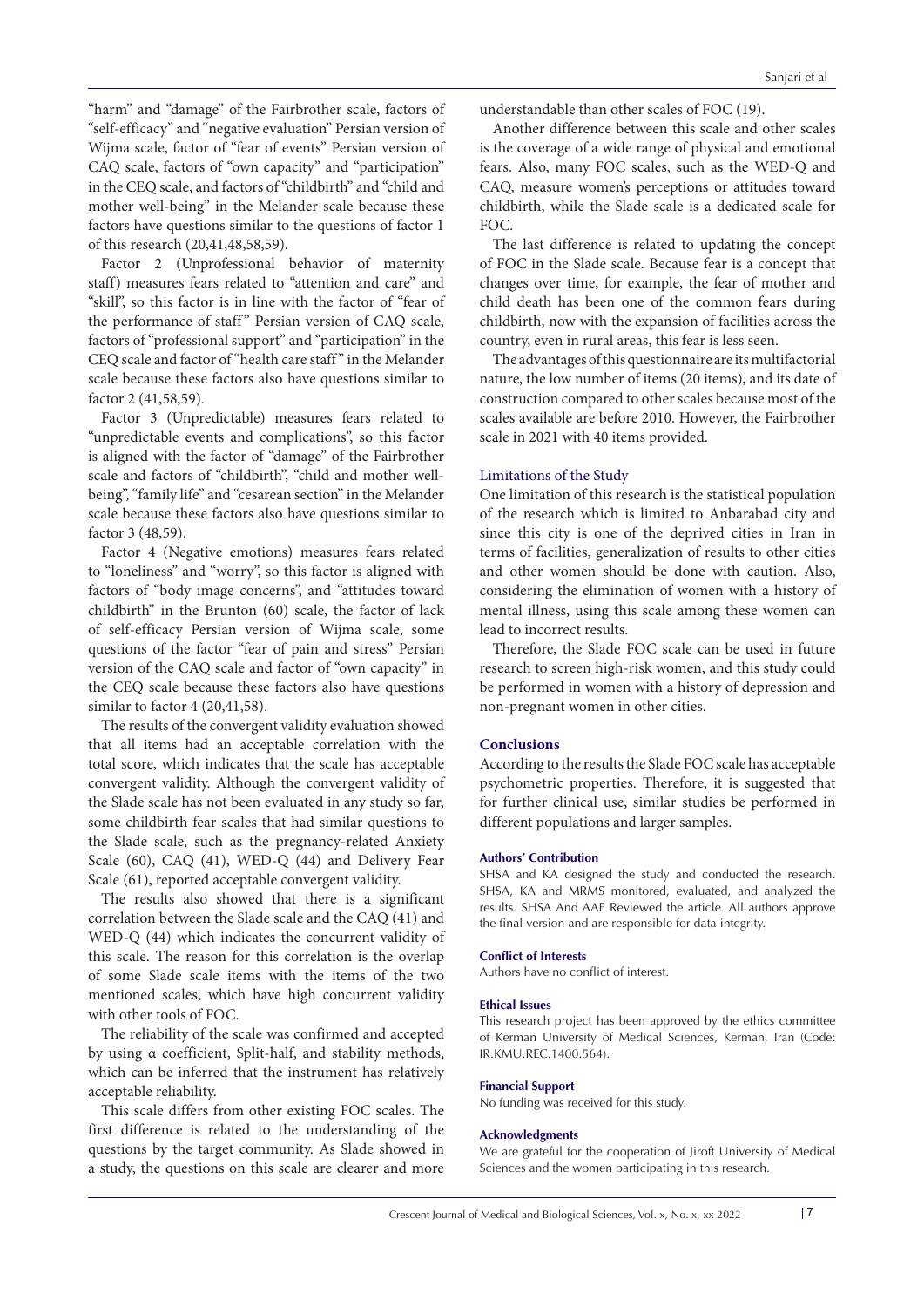"harm" and "damage" of the Fairbrother scale, factors of "self-efficacy" and "negative evaluation" Persian version of Wijma scale, factor of "fear of events" Persian version of CAQ scale, factors of "own capacity" and "participation" in the CEQ scale, and factors of "childbirth" and "child and mother well-being" in the Melander scale because these factors have questions similar to the questions of factor 1 of this research (20,41,48,58,59).

Factor 2 (Unprofessional behavior of maternity staff) measures fears related to "attention and care" and "skill", so this factor is in line with the factor of "fear of the performance of staff" Persian version of CAQ scale, factors of "professional support" and "participation" in the CEQ scale and factor of "health care staff" in the Melander scale because these factors also have questions similar to factor 2 (41,58,59).

Factor 3 (Unpredictable) measures fears related to "unpredictable events and complications", so this factor is aligned with the factor of "damage" of the Fairbrother scale and factors of "childbirth", "child and mother well-being", "family life" and "cesarean section" in the Melander scale because these factors also have questions similar to factor 3 (48,59).

Factor 4 (Negative emotions) measures fears related to "loneliness" and "worry", so this factor is aligned with factors of "body image concerns", and "attitudes toward childbirth" in the Brunton (60) scale, the factor of lack of self-efficacy Persian version of Wijma scale, some questions of the factor "fear of pain and stress" Persian version of the CAQ scale and factor of "own capacity" in the CEQ scale because these factors also have questions similar to factor 4 (20,41,58).

The results of the convergent validity evaluation showed that all items had an acceptable correlation with the total score, which indicates that the scale has acceptable convergent validity. Although the convergent validity of the Slade scale has not been evaluated in any study so far, some childbirth fear scales that had similar questions to the Slade scale, such as the pregnancy-related Anxiety Scale (60), CAQ (41), WED-Q (44) and Delivery Fear Scale (61), reported acceptable convergent validity.

The results also showed that there is a significant correlation between the Slade scale and the CAQ (41) and WED-Q (44) which indicates the concurrent validity of this scale. The reason for this correlation is the overlap of some Slade scale items with the items of the two mentioned scales, which have high concurrent validity with other tools of FOC.

The reliability of the scale was confirmed and accepted by using α coefficient, Split-half, and stability methods, which can be inferred that the instrument has relatively acceptable reliability.

This scale differs from other existing FOC scales. The first difference is related to the understanding of the questions by the target community. As Slade showed in a study, the questions on this scale are clearer and more understandable than other scales of FOC (19).

Another difference between this scale and other scales is the coverage of a wide range of physical and emotional fears. Also, many FOC scales, such as the WED-Q and CAQ, measure women's perceptions or attitudes toward childbirth, while the Slade scale is a dedicated scale for FOC.

The last difference is related to updating the concept of FOC in the Slade scale. Because fear is a concept that changes over time, for example, the fear of mother and child death has been one of the common fears during childbirth, now with the expansion of facilities across the country, even in rural areas, this fear is less seen.

The advantages of this questionnaire are its multifactorial nature, the low number of items (20 items), and its date of construction compared to other scales because most of the scales available are before 2010. However, the Fairbrother scale in 2021 with 40 items provided.

### Limitations of the Study

One limitation of this research is the statistical population of the research which is limited to Anbarabad city and since this city is one of the deprived cities in Iran in terms of facilities, generalization of results to other cities and other women should be done with caution. Also, considering the elimination of women with a history of mental illness, using this scale among these women can lead to incorrect results.

Therefore, the Slade FOC scale can be used in future research to screen high-risk women, and this study could be performed in women with a history of depression and non-pregnant women in other cities.

## Conclusions

According to the results the Slade FOC scale has acceptable psychometric properties. Therefore, it is suggested that for further clinical use, similar studies be performed in different populations and larger samples.

#### Authors' Contribution

SHSA and KA designed the study and conducted the research. SHSA, KA and MRMS monitored, evaluated, and analyzed the results. SHSA And AAF Reviewed the article. All authors approve the final version and are responsible for data integrity.

#### Conflict of Interests

Authors have no conflict of interest.

#### Ethical Issues

This research project has been approved by the ethics committee of Kerman University of Medical Sciences, Kerman, Iran (Code: IR.KMU.REC.1400.564).

#### Financial Support

No funding was received for this study.

#### Acknowledgments

We are grateful for the cooperation of Jiroft University of Medical Sciences and the women participating in this research.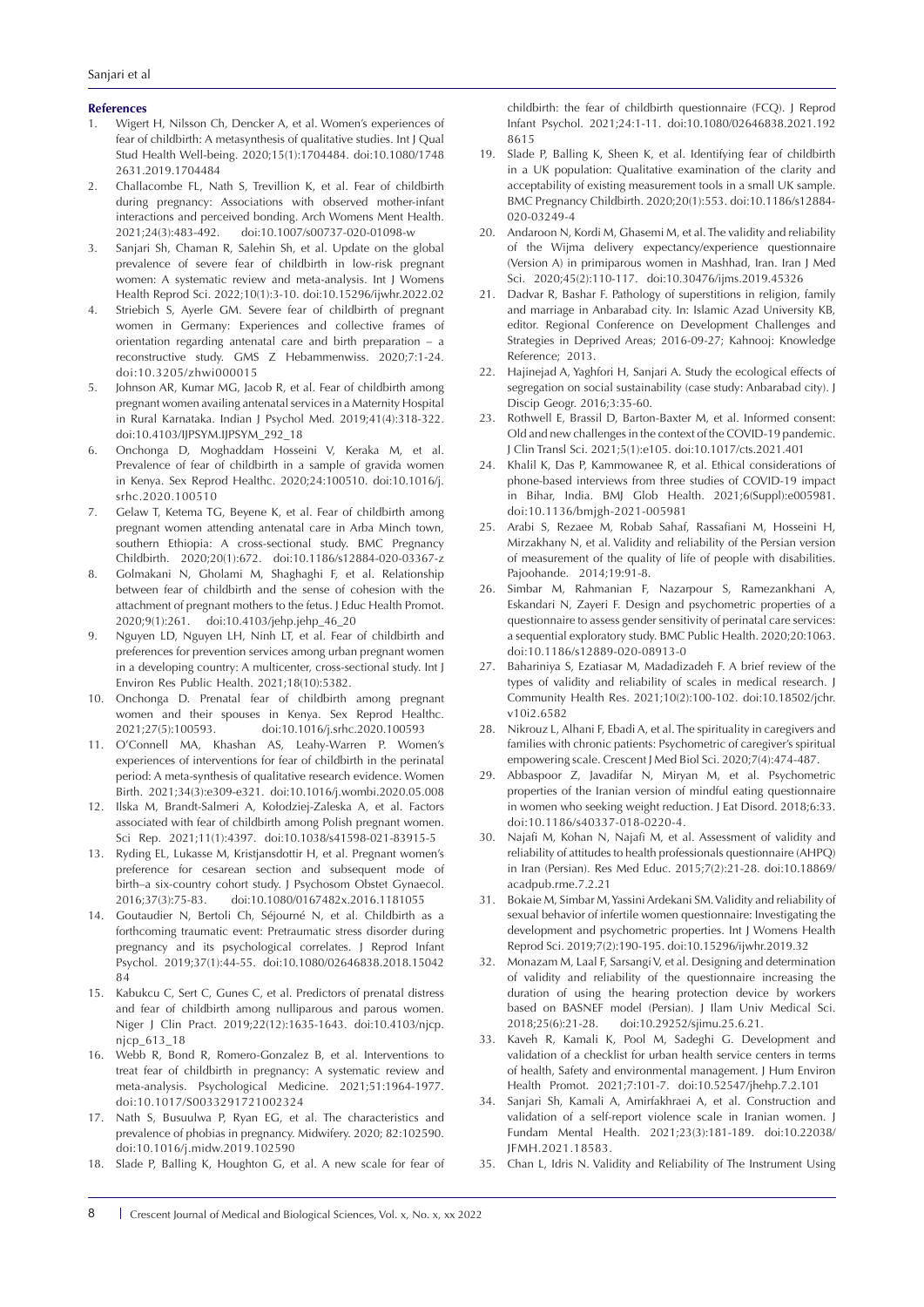**References**

1. Wigert H, Nilsson Ch, Dencker A, et al. Women's experiences of fear of childbirth: A metasynthesis of qualitative studies. Int J Qual Stud Health Well-being. 2020;15(1):1704484. doi:10.1080/17482631.2019.1704484
2. Challacombe FL, Nath S, Trevillion K, et al. Fear of childbirth during pregnancy: Associations with observed mother-infant interactions and perceived bonding. Arch Womens Ment Health. 2021;24(3):483-492. doi:10.1007/s00737-020-01098-w
3. Sanjari Sh, Chaman R, Salehin Sh, et al. Update on the global prevalence of severe fear of childbirth in low-risk pregnant women: A systematic review and meta-analysis. Int J Womens Health Reprod Sci. 2022;10(1):3-10. doi:10.15296/ijwhr.2022.02
4. Striebich S, Ayerle GM. Severe fear of childbirth of pregnant women in Germany: Experiences and collective frames of orientation regarding antenatal care and birth preparation – a reconstructive study. GMS Z Hebammenwiss. 2020;7:1-24. doi:10.3205/zhwi000015
5. Johnson AR, Kumar MG, Jacob R, et al. Fear of childbirth among pregnant women availing antenatal services in a Maternity Hospital in Rural Karnataka. Indian J Psychol Med. 2019;41(4):318-322. doi:10.4103/IJPSYM.IJPSYM_292_18
6. Onchonga D, Moghaddam Hosseini V, Keraka M, et al. Prevalence of fear of childbirth in a sample of gravida women in Kenya. Sex Reprod Healthc. 2020;24:100510. doi:10.1016/j.srhc.2020.100510
7. Gelaw T, Ketema TG, Beyene K, et al. Fear of childbirth among pregnant women attending antenatal care in Arba Minch town, southern Ethiopia: A cross-sectional study. BMC Pregnancy Childbirth. 2020;20(1):672. doi:10.1186/s12884-020-03367-z
8. Golmakani N, Gholami M, Shaghaghi F, et al. Relationship between fear of childbirth and the sense of cohesion with the attachment of pregnant mothers to the fetus. J Educ Health Promot. 2020;9(1):261. doi:10.4103/jehp.jehp_46_20
9. Nguyen LD, Nguyen LH, Ninh LT, et al. Fear of childbirth and preferences for prevention services among urban pregnant women in a developing country: A multicenter, cross-sectional study. Int J Environ Res Public Health. 2021;18(10):5382.
10. Onchonga D. Prenatal fear of childbirth among pregnant women and their spouses in Kenya. Sex Reprod Healthc. 2021;27(5):100593. doi:10.1016/j.srhc.2020.100593
11. O'Connell MA, Khashan AS, Leahy-Warren P. Women's experiences of interventions for fear of childbirth in the perinatal period: A meta-synthesis of qualitative research evidence. Women Birth. 2021;34(3):e309-e321. doi:10.1016/j.wombi.2020.05.008
12. Ilska M, Brandt-Salmeri A, Kołodziej-Zaleska A, et al. Factors associated with fear of childbirth among Polish pregnant women. Sci Rep. 2021;11(1):4397. doi:10.1038/s41598-021-83915-5
13. Ryding EL, Lukasse M, Kristjansdottir H, et al. Pregnant women's preference for cesarean section and subsequent mode of birth–a six-country cohort study. J Psychosom Obstet Gynaecol. 2016;37(3):75-83. doi:10.1080/0167482x.2016.1181055
14. Goutaudier N, Bertoli Ch, Séjourné N, et al. Childbirth as a forthcoming traumatic event: Pretraumatic stress disorder during pregnancy and its psychological correlates. J Reprod Infant Psychol. 2019;37(1):44-55. doi:10.1080/02646838.2018.1504284
15. Kabukcu C, Sert C, Gunes C, et al. Predictors of prenatal distress and fear of childbirth among nulliparous and parous women. Niger J Clin Pract. 2019;22(12):1635-1643. doi:10.4103/njcp.njcp_613_18
16. Webb R, Bond R, Romero-Gonzalez B, et al. Interventions to treat fear of childbirth in pregnancy: A systematic review and meta-analysis. Psychological Medicine. 2021;51:1964-1977. doi:10.1017/S0033291721002324
17. Nath S, Busuulwa P, Ryan EG, et al. The characteristics and prevalence of phobias in pregnancy. Midwifery. 2020; 82:102590. doi:10.1016/j.midw.2019.102590
18. Slade P, Balling K, Houghton G, et al. A new scale for fear of childbirth: the fear of childbirth questionnaire (FCQ). J Reprod Infant Psychol. 2021;24:1-11. doi:10.1080/02646838.2021.1928615
19. Slade P, Balling K, Sheen K, et al. Identifying fear of childbirth in a UK population: Qualitative examination of the clarity and acceptability of existing measurement tools in a small UK sample. BMC Pregnancy Childbirth. 2020;20(1):553. doi:10.1186/s12884-020-03249-4
20. Andaroon N, Kordi M, Ghasemi M, et al. The validity and reliability of the Wijma delivery expectancy/experience questionnaire (Version A) in primiparous women in Mashhad, Iran. Iran J Med Sci. 2020;45(2):110-117. doi:10.30476/ijms.2019.45326
21. Dadvar R, Bashar F. Pathology of superstitions in religion, family and marriage in Anbarabad city. In: Islamic Azad University KB, editor. Regional Conference on Development Challenges and Strategies in Deprived Areas; 2016-09-27; Kahnooj: Knowledge Reference; 2013.
22. Hajinejad A, Yaghfori H, Sanjari A. Study the ecological effects of segregation on social sustainability (case study: Anbarabad city). J Discip Geogr. 2016;3:35-60.
23. Rothwell E, Brassil D, Barton-Baxter M, et al. Informed consent: Old and new challenges in the context of the COVID-19 pandemic. J Clin Transl Sci. 2021;5(1):e105. doi:10.1017/cts.2021.401
24. Khalil K, Das P, Kammowanee R, et al. Ethical considerations of phone-based interviews from three studies of COVID-19 impact in Bihar, India. BMJ Glob Health. 2021;6(Suppl):e005981. doi:10.1136/bmjgh-2021-005981
25. Arabi S, Rezaee M, Robab Sahaf, Rassafiani M, Hosseini H, Mirzakhany N, et al. Validity and reliability of the Persian version of measurement of the quality of life of people with disabilities. Pajoohande. 2014;19:91-8.
26. Simbar M, Rahmanian F, Nazarpour S, Ramezankhani A, Eskandari N, Zayeri F. Design and psychometric properties of a questionnaire to assess gender sensitivity of perinatal care services: a sequential exploratory study. BMC Public Health. 2020;20:1063. doi:10.1186/s12889-020-08913-0
27. Bahariniya S, Ezatiasar M, Madadizadeh F. A brief review of the types of validity and reliability of scales in medical research. J Community Health Res. 2021;10(2):100-102. doi:10.18502/jchr.v10i2.6582
28. Nikrouz L, Alhani F, Ebadi A, et al. The spirituality in caregivers and families with chronic patients: Psychometric of caregiver's spiritual empowering scale. Crescent J Med Biol Sci. 2020;7(4):474-487.
29. Abbaspoor Z, Javadifar N, Miryan M, et al. Psychometric properties of the Iranian version of mindful eating questionnaire in women who seeking weight reduction. J Eat Disord. 2018;6:33. doi:10.1186/s40337-018-0220-4.
30. Najafi M, Kohan N, Najafi M, et al. Assessment of validity and reliability of attitudes to health professionals questionnaire (AHPQ) in Iran (Persian). Res Med Educ. 2015;7(2):21-28. doi:10.18869/acadpub.rme.7.2.21
31. Bokaie M, Simbar M, Yassini Ardekani SM. Validity and reliability of sexual behavior of infertile women questionnaire: Investigating the development and psychometric properties. Int J Womens Health Reprod Sci. 2019;7(2):190-195. doi:10.15296/ijwhr.2019.32
32. Monazam M, Laal F, Sarsangi V, et al. Designing and determination of validity and reliability of the questionnaire increasing the duration of using the hearing protection device by workers based on BASNEF model (Persian). J Ilam Univ Medical Sci. 2018;25(6):21-28. doi:10.29252/sjimu.25.6.21.
33. Kaveh R, Kamali K, Pool M, Sadeghi G. Development and validation of a checklist for urban health service centers in terms of health, Safety and environmental management. J Hum Environ Health Promot. 2021;7:101-7. doi:10.52547/jhehp.7.2.101
34. Sanjari Sh, Kamali A, Amirfakhraei A, et al. Construction and validation of a self-report violence scale in Iranian women. J Fundam Mental Health. 2021;23(3):181-189. doi:10.22038/JFMH.2021.18583.
35. Chan L, Idris N. Validity and Reliability of The Instrument Using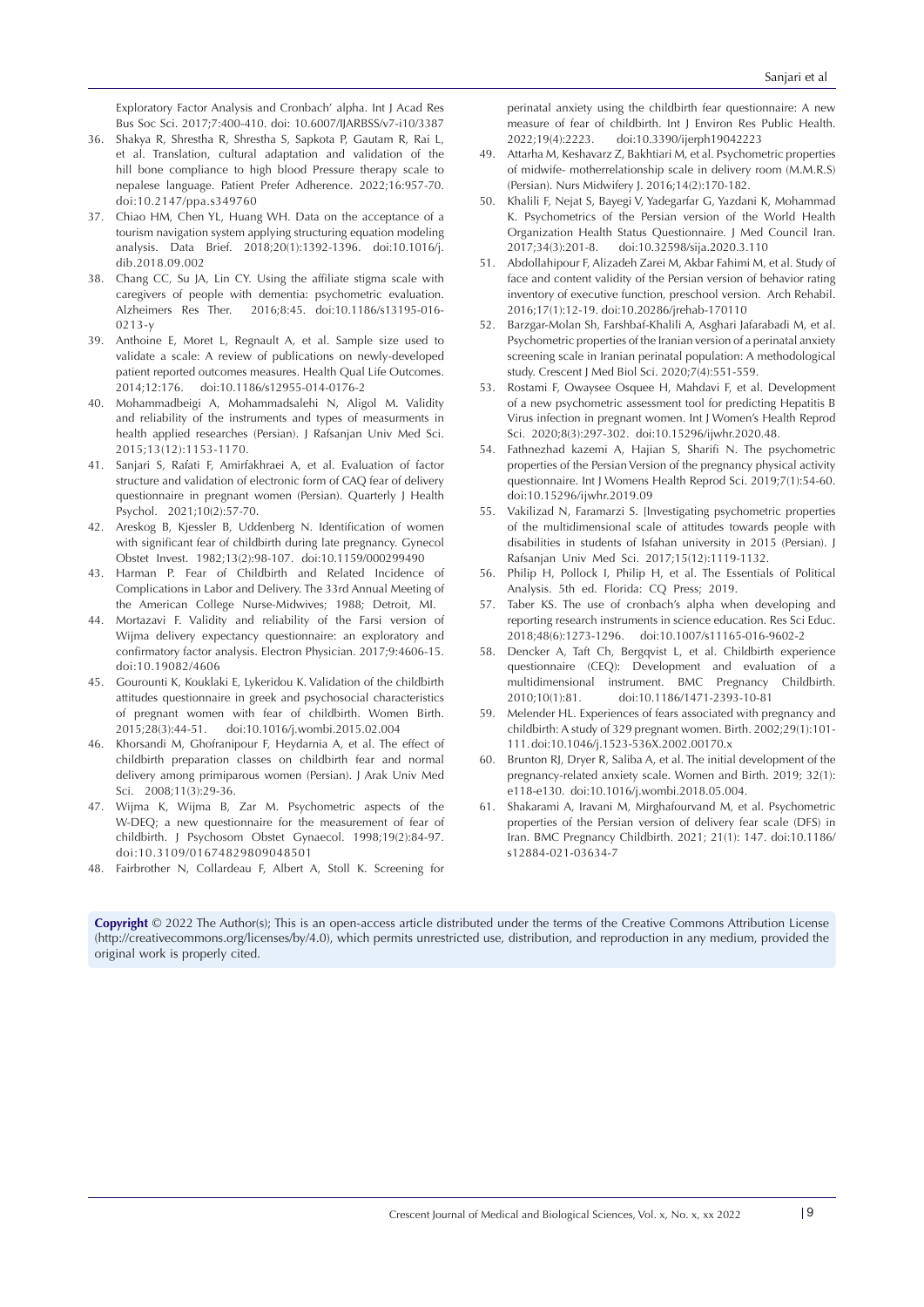Exploratory Factor Analysis and Cronbach' alpha. Int J Acad Res Bus Soc Sci. 2017;7:400-410. doi: 10.6007/IJARBSS/v7-i10/3387

36. Shakya R, Shrestha R, Shrestha S, Sapkota P, Gautam R, Rai L, et al. Translation, cultural adaptation and validation of the hill bone compliance to high blood Pressure therapy scale to nepalese language. Patient Prefer Adherence. 2022;16:957-70. doi:10.2147/ppa.s349760
37. Chiao HM, Chen YL, Huang WH. Data on the acceptance of a tourism navigation system applying structuring equation modeling analysis. Data Brief. 2018;20(1):1392-1396. doi:10.1016/j.dib.2018.09.002
38. Chang CC, Su JA, Lin CY. Using the affiliate stigma scale with caregivers of people with dementia: psychometric evaluation. Alzheimers Res Ther. 2016;8:45. doi:10.1186/s13195-016-0213-y
39. Anthoine E, Moret L, Regnault A, et al. Sample size used to validate a scale: A review of publications on newly-developed patient reported outcomes measures. Health Qual Life Outcomes. 2014;12:176. doi:10.1186/s12955-014-0176-2
40. Mohammadbeigi A, Mohammadsalehi N, Aligol M. Validity and reliability of the instruments and types of measurments in health applied researches (Persian). J Rafsanjan Univ Med Sci. 2015;13(12):1153-1170.
41. Sanjari S, Rafati F, Amirfakhraei A, et al. Evaluation of factor structure and validation of electronic form of CAQ fear of delivery questionnaire in pregnant women (Persian). Quarterly J Health Psychol. 2021;10(2):57-70.
42. Areskog B, Kjessler B, Uddenberg N. Identification of women with significant fear of childbirth during late pregnancy. Gynecol Obstet Invest. 1982;13(2):98-107. doi:10.1159/000299490
43. Harman P. Fear of Childbirth and Related Incidence of Complications in Labor and Delivery. The 33rd Annual Meeting of the American College Nurse-Midwives; 1988; Detroit, MI.
44. Mortazavi F. Validity and reliability of the Farsi version of Wijma delivery expectancy questionnaire: an exploratory and confirmatory factor analysis. Electron Physician. 2017;9:4606-15. doi:10.19082/4606
45. Gourounti K, Kouklaki E, Lykeridou K. Validation of the childbirth attitudes questionnaire in greek and psychosocial characteristics of pregnant women with fear of childbirth. Women Birth. 2015;28(3):44-51. doi:10.1016/j.wombi.2015.02.004
46. Khorsandi M, Ghofranipour F, Heydarnia A, et al. The effect of childbirth preparation classes on childbirth fear and normal delivery among primiparous women (Persian). J Arak Univ Med Sci. 2008;11(3):29-36.
47. Wijma K, Wijma B, Zar M. Psychometric aspects of the W-DEQ; a new questionnaire for the measurement of fear of childbirth. J Psychosom Obstet Gynaecol. 1998;19(2):84-97. doi:10.3109/01674829809048501
48. Fairbrother N, Collardeau F, Albert A, Stoll K. Screening for perinatal anxiety using the childbirth fear questionnaire: A new measure of fear of childbirth. Int J Environ Res Public Health. 2022;19(4):2223. doi:10.3390/ijerph19042223
49. Attarha M, Keshavarz Z, Bakhtiari M, et al. Psychometric properties of midwife- motherrelationship scale in delivery room (M.M.R.S) (Persian). Nurs Midwifery J. 2016;14(2):170-182.
50. Khalili F, Nejat S, Bayegi V, Yadegarfar G, Yazdani K, Mohammad K. Psychometrics of the Persian version of the World Health Organization Health Status Questionnaire. J Med Council Iran. 2017;34(3):201-8. doi:10.32598/sija.2020.3.110
51. Abdollahipour F, Alizadeh Zarei M, Akbar Fahimi M, et al. Study of face and content validity of the Persian version of behavior rating inventory of executive function, preschool version. Arch Rehabil. 2016;17(1):12-19. doi:10.20286/jrehab-170110
52. Barzgar-Molan Sh, Farshbaf-Khalili A, Asghari Jafarabadi M, et al. Psychometric properties of the Iranian version of a perinatal anxiety screening scale in Iranian perinatal population: A methodological study. Crescent J Med Biol Sci. 2020;7(4):551-559.
53. Rostami F, Owaysee Osquee H, Mahdavi F, et al. Development of a new psychometric assessment tool for predicting Hepatitis B Virus infection in pregnant women. Int J Women's Health Reprod Sci. 2020;8(3):297-302. doi:10.15296/ijwhr.2020.48.
54. Fathnezhad kazemi A, Hajian S, Sharifi N. The psychometric properties of the Persian Version of the pregnancy physical activity questionnaire. Int J Womens Health Reprod Sci. 2019;7(1):54-60. doi:10.15296/ijwhr.2019.09
55. Vakilizad N, Faramarzi S. [Investigating psychometric properties of the multidimensional scale of attitudes towards people with disabilities in students of Isfahan university in 2015 (Persian). J Rafsanjan Univ Med Sci. 2017;15(12):1119-1132.
56. Philip H, Pollock I, Philip H, et al. The Essentials of Political Analysis. 5th ed. Florida: CQ Press; 2019.
57. Taber KS. The use of cronbach's alpha when developing and reporting research instruments in science education. Res Sci Educ. 2018;48(6):1273-1296. doi:10.1007/s11165-016-9602-2
58. Dencker A, Taft Ch, Bergqvist L, et al. Childbirth experience questionnaire (CEQ): Development and evaluation of a multidimensional instrument. BMC Pregnancy Childbirth. 2010;10(1):81. doi:10.1186/1471-2393-10-81
59. Melender HL. Experiences of fears associated with pregnancy and childbirth: A study of 329 pregnant women. Birth. 2002;29(1):101-111. doi:10.1046/j.1523-536X.2002.00170.x
60. Brunton RJ, Dryer R, Saliba A, et al. The initial development of the pregnancy-related anxiety scale. Women and Birth. 2019; 32(1): e118-e130. doi:10.1016/j.wombi.2018.05.004.
61. Shakarami A, Iravani M, Mirghafourvand M, et al. Psychometric properties of the Persian version of delivery fear scale (DFS) in Iran. BMC Pregnancy Childbirth. 2021; 21(1): 147. doi:10.1186/s12884-021-03634-7

**Copyright** © 2022 The Author(s); This is an open-access article distributed under the terms of the Creative Commons Attribution License (http://creativecommons.org/licenses/by/4.0), which permits unrestricted use, distribution, and reproduction in any medium, provided the original work is properly cited.